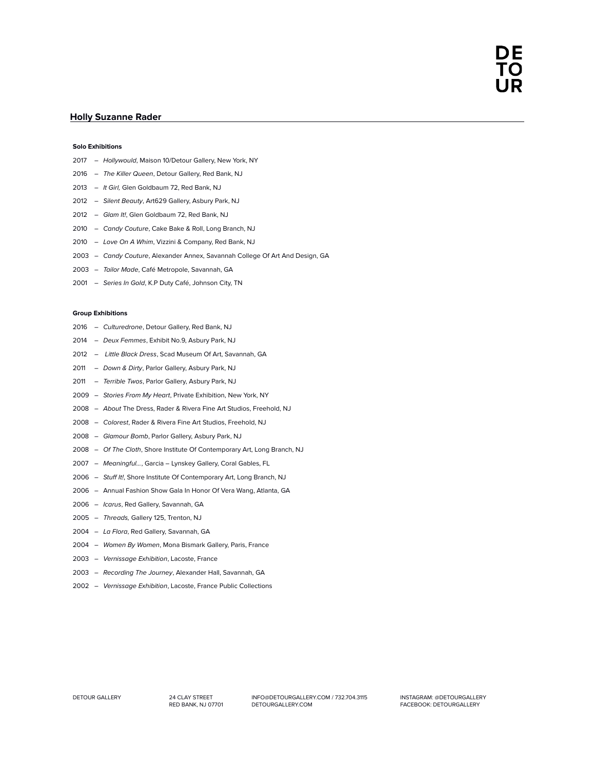DE
TO
UR

## Holly Suzanne Rader

### Solo Exhibitions

2017 – *Hollywould*, Maison 10/Detour Gallery, New York, NY

2016 – *The Killer Queen*, Detour Gallery, Red Bank, NJ

2013 – *It Girl,* Glen Goldbaum 72, Red Bank, NJ

2012 – *Silent Beauty*, Art629 Gallery, Asbury Park, NJ

2012 – *Glam It!*, Glen Goldbaum 72, Red Bank, NJ

2010 – *Candy Couture*, Cake Bake & Roll, Long Branch, NJ

2010 – *Love On A Whim*, Vizzini & Company, Red Bank, NJ

2003 – *Candy Couture*, Alexander Annex, Savannah College Of Art And Design, GA

2003 – *Tailor Made*, Café Metropole, Savannah, GA

2001 – *Series In Gold*, K.P Duty Café, Johnson City, TN

### Group Exhibitions

2016 – *Culturedrone*, Detour Gallery, Red Bank, NJ

2014 – *Deux Femmes*, Exhibit No.9, Asbury Park, NJ

2012 – *Little Black Dress*, Scad Museum Of Art, Savannah, GA

2011 – *Down & Dirty*, Parlor Gallery, Asbury Park, NJ

2011 – *Terrible Twos*, Parlor Gallery, Asbury Park, NJ

2009 – *Stories From My Heart*, Private Exhibition, New York, NY

2008 – *About* The Dress, Rader & Rivera Fine Art Studios, Freehold, NJ

2008 – *Colorest*, Rader & Rivera Fine Art Studios, Freehold, NJ

2008 – *Glamour Bomb*, Parlor Gallery, Asbury Park, NJ

2008 – *Of The Cloth*, Shore Institute Of Contemporary Art, Long Branch, NJ

2007 – *Meaningful…*, Garcia – Lynskey Gallery, Coral Gables, FL

2006 – *Stuff It!*, Shore Institute Of Contemporary Art, Long Branch, NJ

2006 – Annual Fashion Show Gala In Honor Of Vera Wang, Atlanta, GA

2006 – *Icarus*, Red Gallery, Savannah, GA

2005 – *Threads,* Gallery 125, Trenton, NJ

2004 – *La Flora*, Red Gallery, Savannah, GA

2004 – *Women By Women*, Mona Bismark Gallery, Paris, France

2003 – *Vernissage Exhibition*, Lacoste, France

2003 – *Recording The Journey*, Alexander Hall, Savannah, GA

2002 – *Vernissage Exhibition*, Lacoste, France Public Collections

DETOUR GALLERY

24 CLAY STREET
RED BANK, NJ 07701

INFO@DETOURGALLERY.COM / 732.704.3115
DETOURGALLERY.COM

INSTAGRAM: @DETOURGALLERY
FACEBOOK: DETOURGALLERY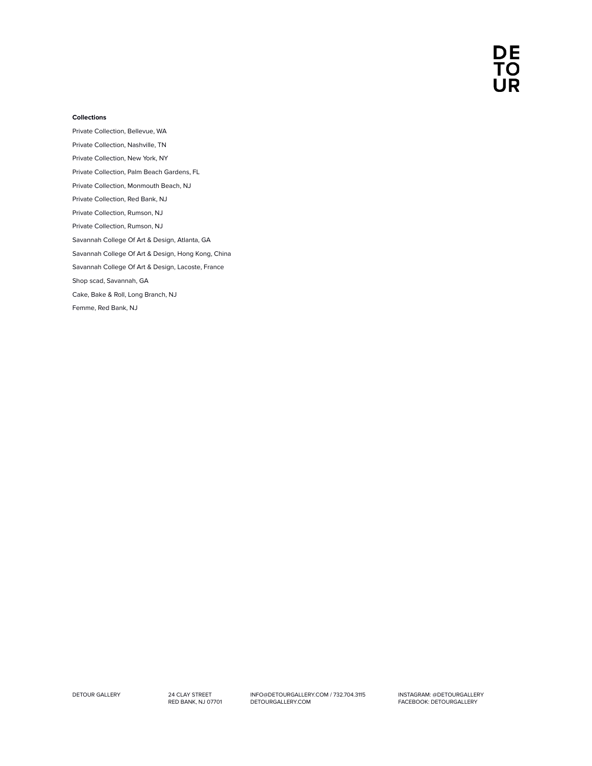**Collections**

Private Collection, Bellevue, WA

Private Collection, Nashville, TN

Private Collection, New York, NY

Private Collection, Palm Beach Gardens, FL

Private Collection, Monmouth Beach, NJ

Private Collection, Red Bank, NJ

Private Collection, Rumson, NJ

Private Collection, Rumson, NJ

Savannah College Of Art & Design, Atlanta, GA

Savannah College Of Art & Design, Hong Kong, China

Savannah College Of Art & Design, Lacoste, France

Shop scad, Savannah, GA

Cake, Bake & Roll, Long Branch, NJ

Femme, Red Bank, NJ